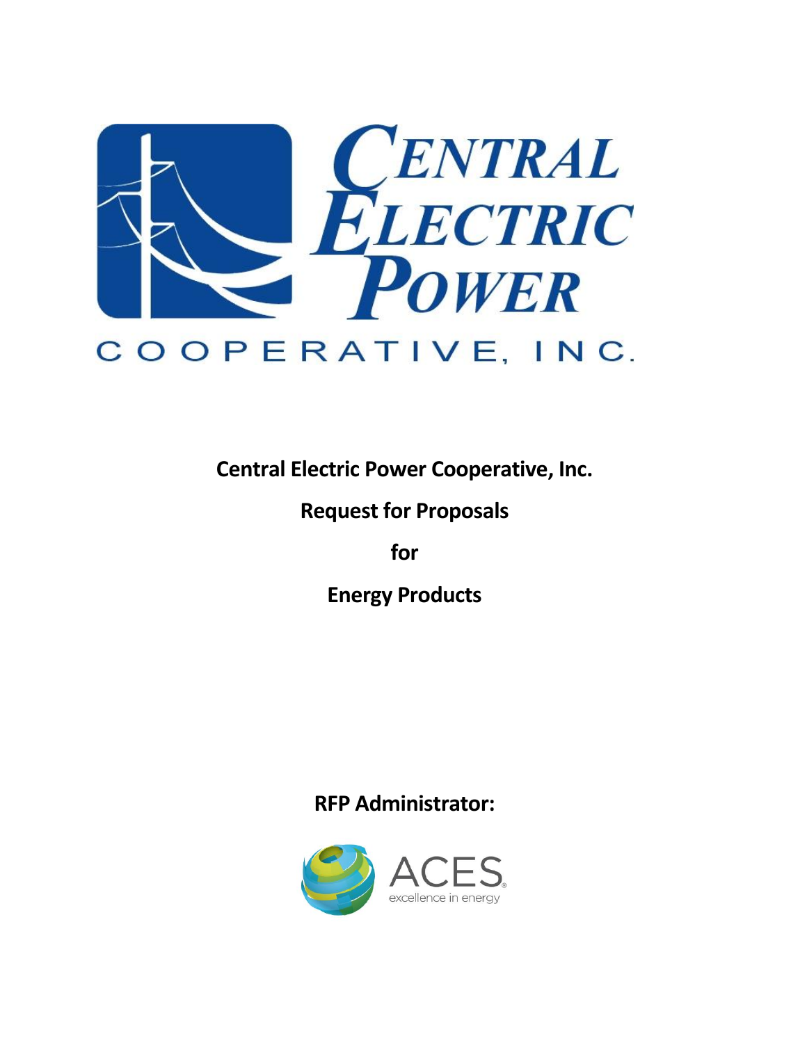**Central Electric Power Cooperative, Inc.**

**Request for Proposals**

**for**

**Energy Products**

**RFP Administrator:**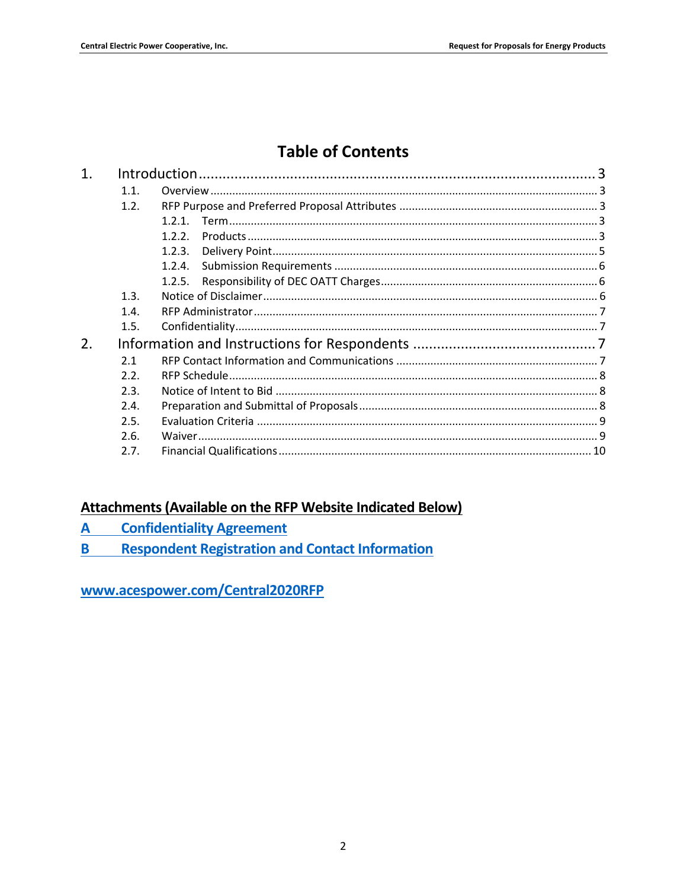# Table of Contents

1. Introduction ..... 3
   - 1.1. Overview ..... 3
   - 1.2. RFP Purpose and Preferred Proposal Attributes ..... 3
     - 1.2.1. Term ..... 3
     - 1.2.2. Products ..... 3
     - 1.2.3. Delivery Point ..... 5
     - 1.2.4. Submission Requirements ..... 6
     - 1.2.5. Responsibility of DEC OATT Charges ..... 6
   - 1.3. Notice of Disclaimer ..... 6
   - 1.4. RFP Administrator ..... 7
   - 1.5. Confidentiality ..... 7
2. Information and Instructions for Respondents ..... 7
   - 2.1 RFP Contact Information and Communications ..... 7
   - 2.2. RFP Schedule ..... 8
   - 2.3. Notice of Intent to Bid ..... 8
   - 2.4. Preparation and Submittal of Proposals ..... 8
   - 2.5. Evaluation Criteria ..... 9
   - 2.6. Waiver ..... 9
   - 2.7. Financial Qualifications ..... 10

## Attachments (Available on the RFP Website Indicated Below)

**A Confidentiality Agreement**

**B Respondent Registration and Contact Information**

**www.acespower.com/Central2020RFP**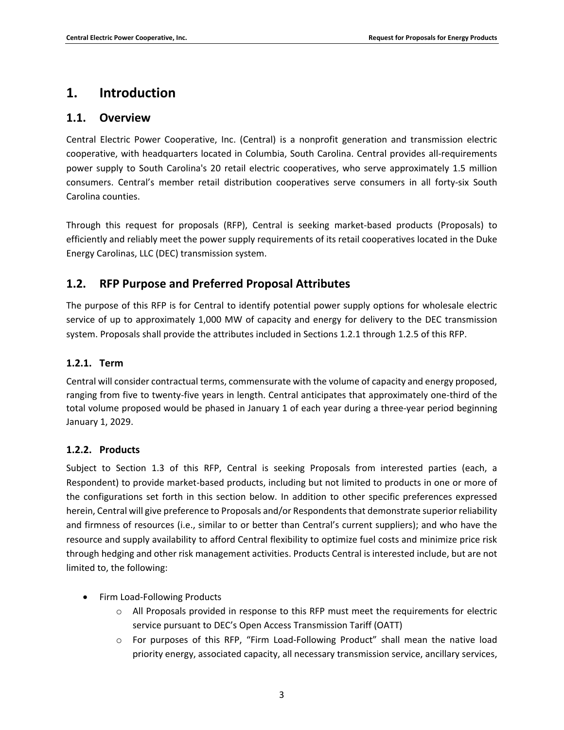# 1. Introduction

## 1.1. Overview

Central Electric Power Cooperative, Inc. (Central) is a nonprofit generation and transmission electric cooperative, with headquarters located in Columbia, South Carolina. Central provides all-requirements power supply to South Carolina's 20 retail electric cooperatives, who serve approximately 1.5 million consumers. Central's member retail distribution cooperatives serve consumers in all forty-six South Carolina counties.

Through this request for proposals (RFP), Central is seeking market-based products (Proposals) to efficiently and reliably meet the power supply requirements of its retail cooperatives located in the Duke Energy Carolinas, LLC (DEC) transmission system.

## 1.2. RFP Purpose and Preferred Proposal Attributes

The purpose of this RFP is for Central to identify potential power supply options for wholesale electric service of up to approximately 1,000 MW of capacity and energy for delivery to the DEC transmission system. Proposals shall provide the attributes included in Sections 1.2.1 through 1.2.5 of this RFP.

### 1.2.1. Term

Central will consider contractual terms, commensurate with the volume of capacity and energy proposed, ranging from five to twenty-five years in length. Central anticipates that approximately one-third of the total volume proposed would be phased in January 1 of each year during a three-year period beginning January 1, 2029.

### 1.2.2. Products

Subject to Section 1.3 of this RFP, Central is seeking Proposals from interested parties (each, a Respondent) to provide market-based products, including but not limited to products in one or more of the configurations set forth in this section below. In addition to other specific preferences expressed herein, Central will give preference to Proposals and/or Respondents that demonstrate superior reliability and firmness of resources (i.e., similar to or better than Central's current suppliers); and who have the resource and supply availability to afford Central flexibility to optimize fuel costs and minimize price risk through hedging and other risk management activities. Products Central is interested include, but are not limited to, the following:

- Firm Load-Following Products
  - All Proposals provided in response to this RFP must meet the requirements for electric service pursuant to DEC's Open Access Transmission Tariff (OATT)
  - For purposes of this RFP, "Firm Load-Following Product" shall mean the native load priority energy, associated capacity, all necessary transmission service, ancillary services,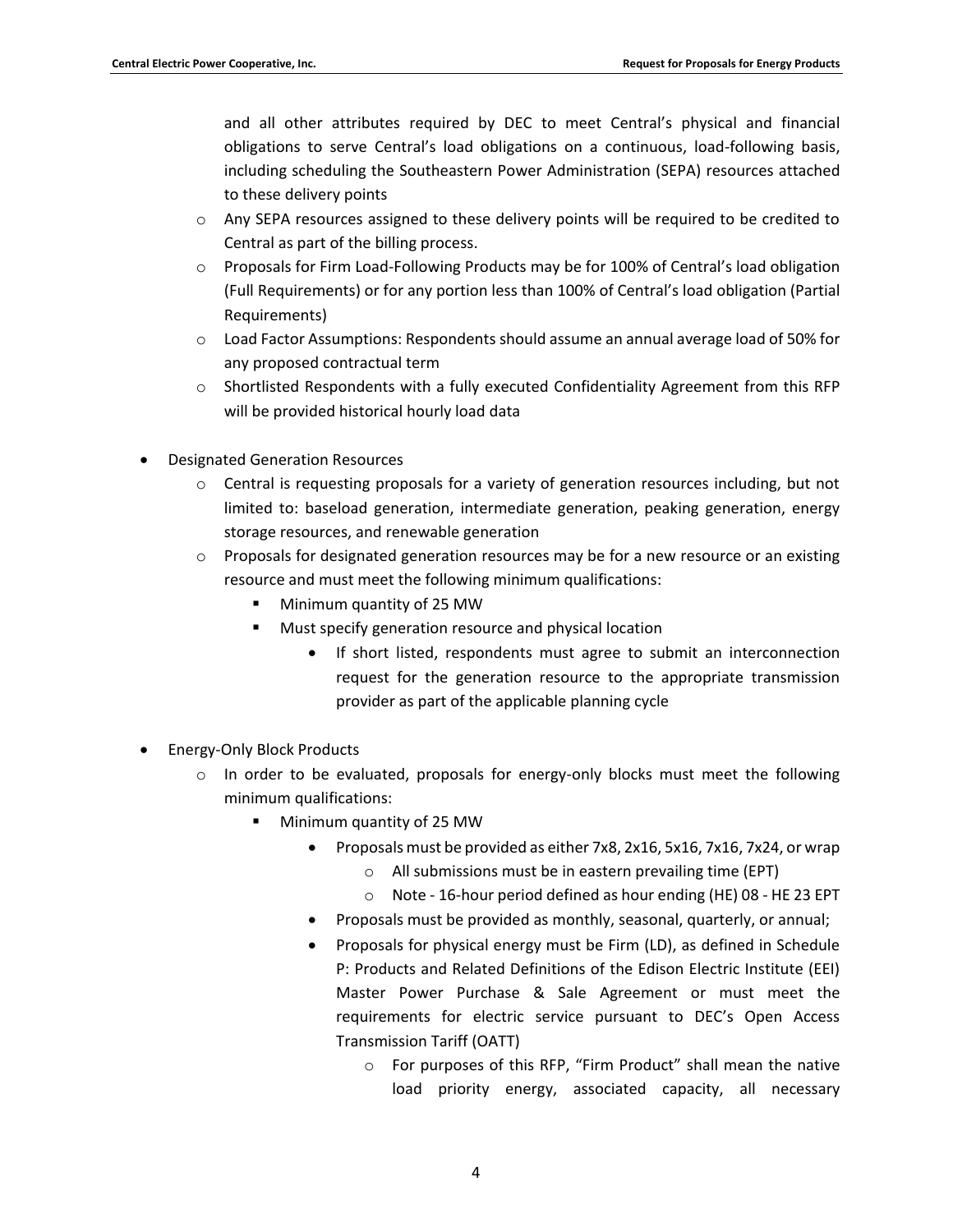and all other attributes required by DEC to meet Central's physical and financial obligations to serve Central's load obligations on a continuous, load-following basis, including scheduling the Southeastern Power Administration (SEPA) resources attached to these delivery points

  - Any SEPA resources assigned to these delivery points will be required to be credited to Central as part of the billing process.
  - Proposals for Firm Load-Following Products may be for 100% of Central's load obligation (Full Requirements) or for any portion less than 100% of Central's load obligation (Partial Requirements)
  - Load Factor Assumptions: Respondents should assume an annual average load of 50% for any proposed contractual term
  - Shortlisted Respondents with a fully executed Confidentiality Agreement from this RFP will be provided historical hourly load data

- Designated Generation Resources
  - Central is requesting proposals for a variety of generation resources including, but not limited to: baseload generation, intermediate generation, peaking generation, energy storage resources, and renewable generation
  - Proposals for designated generation resources may be for a new resource or an existing resource and must meet the following minimum qualifications:
    - Minimum quantity of 25 MW
    - Must specify generation resource and physical location
      - If short listed, respondents must agree to submit an interconnection request for the generation resource to the appropriate transmission provider as part of the applicable planning cycle

- Energy-Only Block Products
  - In order to be evaluated, proposals for energy-only blocks must meet the following minimum qualifications:
    - Minimum quantity of 25 MW
      - Proposals must be provided as either 7x8, 2x16, 5x16, 7x16, 7x24, or wrap
        - All submissions must be in eastern prevailing time (EPT)
        - Note - 16-hour period defined as hour ending (HE) 08 - HE 23 EPT
      - Proposals must be provided as monthly, seasonal, quarterly, or annual;
      - Proposals for physical energy must be Firm (LD), as defined in Schedule P: Products and Related Definitions of the Edison Electric Institute (EEI) Master Power Purchase & Sale Agreement or must meet the requirements for electric service pursuant to DEC's Open Access Transmission Tariff (OATT)
        - For purposes of this RFP, "Firm Product" shall mean the native load priority energy, associated capacity, all necessary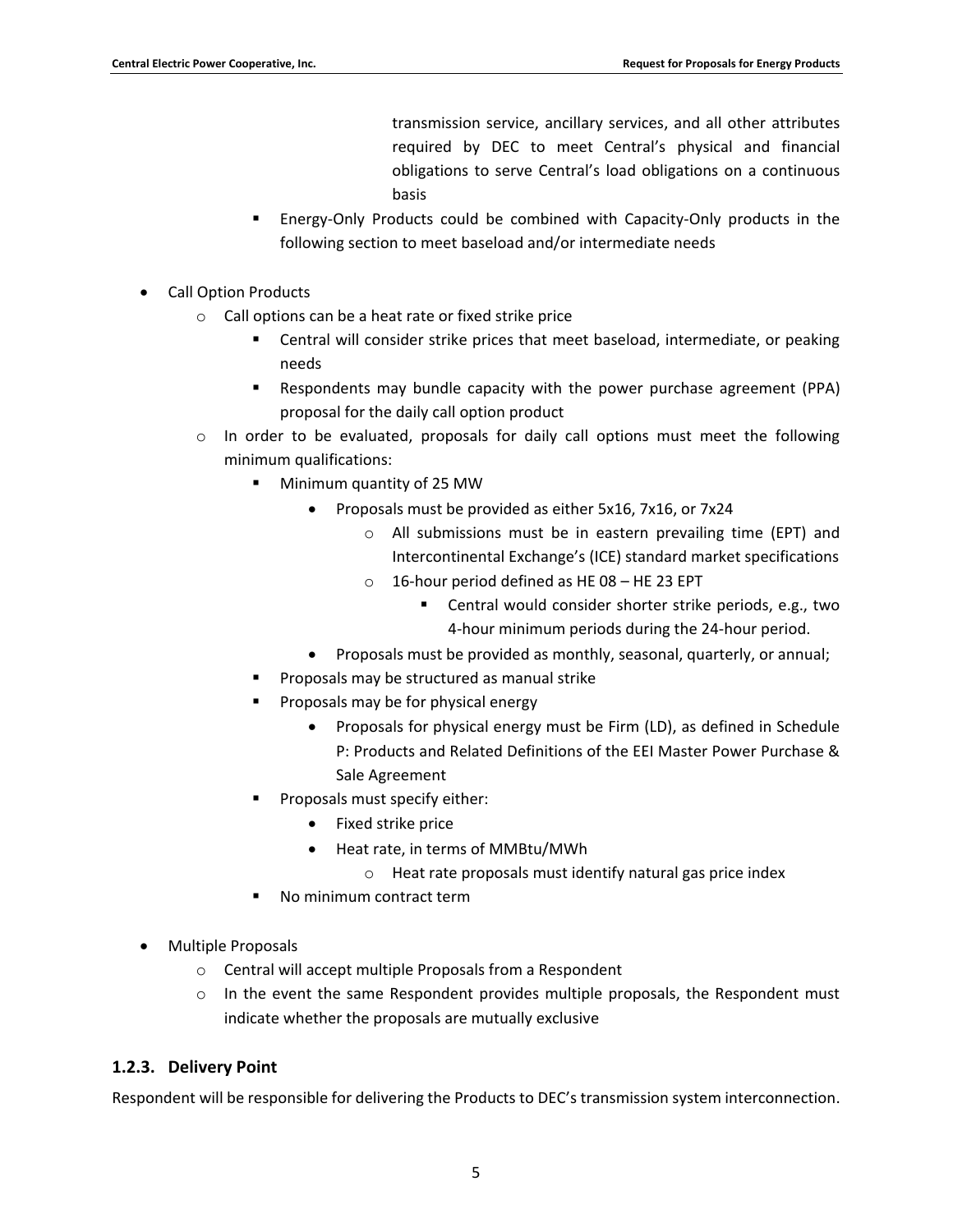transmission service, ancillary services, and all other attributes required by DEC to meet Central's physical and financial obligations to serve Central's load obligations on a continuous basis

    - Energy-Only Products could be combined with Capacity-Only products in the following section to meet baseload and/or intermediate needs

- Call Option Products
  - Call options can be a heat rate or fixed strike price
    - Central will consider strike prices that meet baseload, intermediate, or peaking needs
    - Respondents may bundle capacity with the power purchase agreement (PPA) proposal for the daily call option product
  - In order to be evaluated, proposals for daily call options must meet the following minimum qualifications:
    - Minimum quantity of 25 MW
      - Proposals must be provided as either 5x16, 7x16, or 7x24
        - All submissions must be in eastern prevailing time (EPT) and Intercontinental Exchange's (ICE) standard market specifications
        - 16-hour period defined as HE 08 – HE 23 EPT
          - Central would consider shorter strike periods, e.g., two 4-hour minimum periods during the 24-hour period.
      - Proposals must be provided as monthly, seasonal, quarterly, or annual;
    - Proposals may be structured as manual strike
    - Proposals may be for physical energy
      - Proposals for physical energy must be Firm (LD), as defined in Schedule P: Products and Related Definitions of the EEI Master Power Purchase & Sale Agreement
    - Proposals must specify either:
      - Fixed strike price
      - Heat rate, in terms of MMBtu/MWh
        - Heat rate proposals must identify natural gas price index
    - No minimum contract term

- Multiple Proposals
  - Central will accept multiple Proposals from a Respondent
  - In the event the same Respondent provides multiple proposals, the Respondent must indicate whether the proposals are mutually exclusive

### 1.2.3. Delivery Point

Respondent will be responsible for delivering the Products to DEC's transmission system interconnection.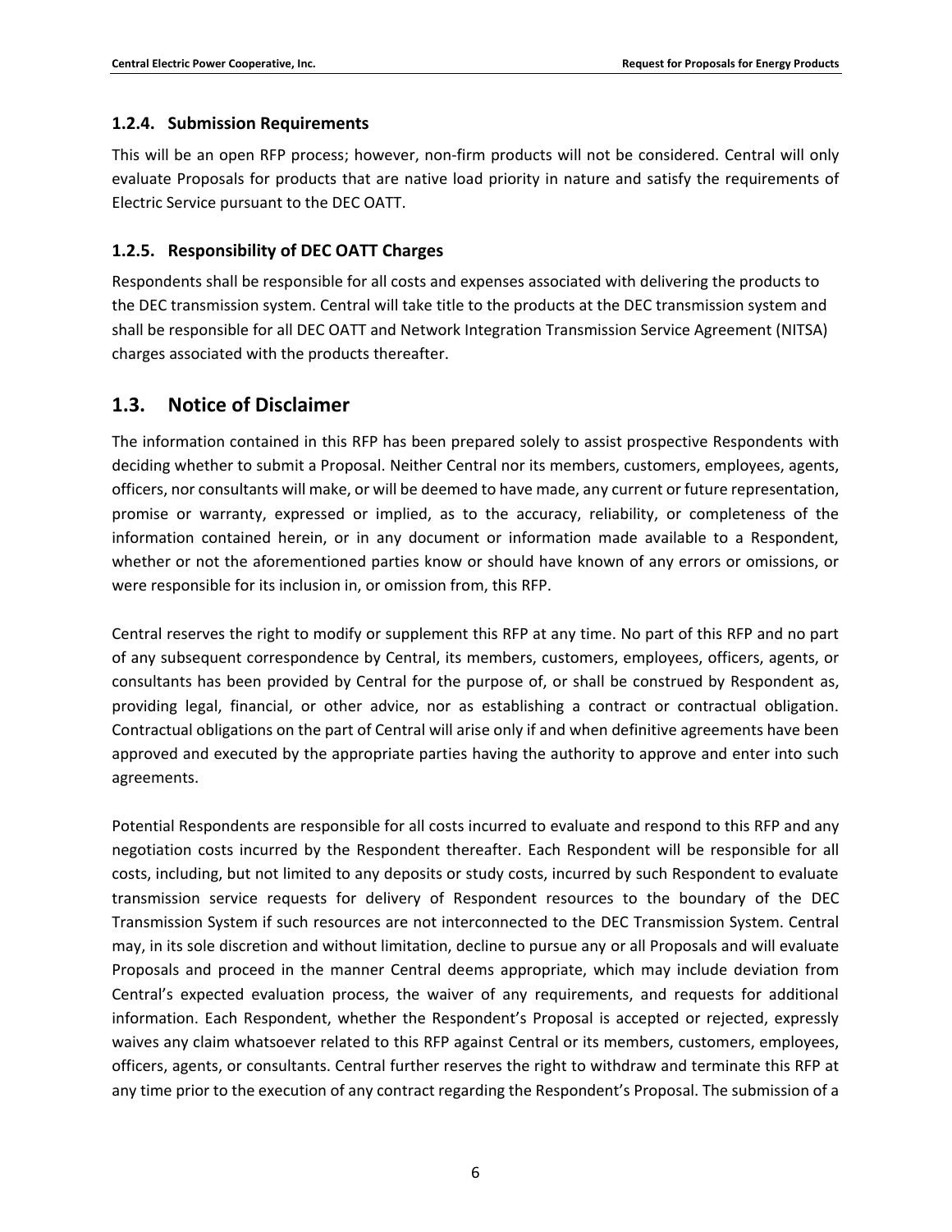### 1.2.4. Submission Requirements

This will be an open RFP process; however, non-firm products will not be considered. Central will only evaluate Proposals for products that are native load priority in nature and satisfy the requirements of Electric Service pursuant to the DEC OATT.

### 1.2.5. Responsibility of DEC OATT Charges

Respondents shall be responsible for all costs and expenses associated with delivering the products to the DEC transmission system. Central will take title to the products at the DEC transmission system and shall be responsible for all DEC OATT and Network Integration Transmission Service Agreement (NITSA) charges associated with the products thereafter.

## 1.3. Notice of Disclaimer

The information contained in this RFP has been prepared solely to assist prospective Respondents with deciding whether to submit a Proposal. Neither Central nor its members, customers, employees, agents, officers, nor consultants will make, or will be deemed to have made, any current or future representation, promise or warranty, expressed or implied, as to the accuracy, reliability, or completeness of the information contained herein, or in any document or information made available to a Respondent, whether or not the aforementioned parties know or should have known of any errors or omissions, or were responsible for its inclusion in, or omission from, this RFP.

Central reserves the right to modify or supplement this RFP at any time. No part of this RFP and no part of any subsequent correspondence by Central, its members, customers, employees, officers, agents, or consultants has been provided by Central for the purpose of, or shall be construed by Respondent as, providing legal, financial, or other advice, nor as establishing a contract or contractual obligation. Contractual obligations on the part of Central will arise only if and when definitive agreements have been approved and executed by the appropriate parties having the authority to approve and enter into such agreements.

Potential Respondents are responsible for all costs incurred to evaluate and respond to this RFP and any negotiation costs incurred by the Respondent thereafter. Each Respondent will be responsible for all costs, including, but not limited to any deposits or study costs, incurred by such Respondent to evaluate transmission service requests for delivery of Respondent resources to the boundary of the DEC Transmission System if such resources are not interconnected to the DEC Transmission System. Central may, in its sole discretion and without limitation, decline to pursue any or all Proposals and will evaluate Proposals and proceed in the manner Central deems appropriate, which may include deviation from Central's expected evaluation process, the waiver of any requirements, and requests for additional information. Each Respondent, whether the Respondent's Proposal is accepted or rejected, expressly waives any claim whatsoever related to this RFP against Central or its members, customers, employees, officers, agents, or consultants. Central further reserves the right to withdraw and terminate this RFP at any time prior to the execution of any contract regarding the Respondent's Proposal. The submission of a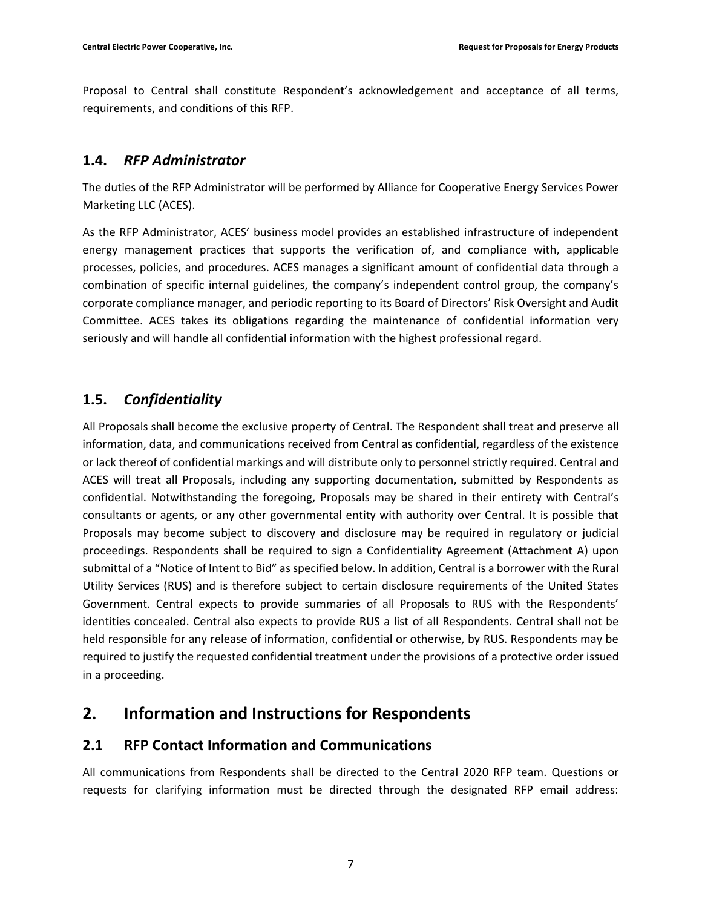Proposal to Central shall constitute Respondent's acknowledgement and acceptance of all terms, requirements, and conditions of this RFP.

## 1.4. *RFP Administrator*

The duties of the RFP Administrator will be performed by Alliance for Cooperative Energy Services Power Marketing LLC (ACES).

As the RFP Administrator, ACES' business model provides an established infrastructure of independent energy management practices that supports the verification of, and compliance with, applicable processes, policies, and procedures. ACES manages a significant amount of confidential data through a combination of specific internal guidelines, the company's independent control group, the company's corporate compliance manager, and periodic reporting to its Board of Directors' Risk Oversight and Audit Committee. ACES takes its obligations regarding the maintenance of confidential information very seriously and will handle all confidential information with the highest professional regard.

## 1.5. *Confidentiality*

All Proposals shall become the exclusive property of Central. The Respondent shall treat and preserve all information, data, and communications received from Central as confidential, regardless of the existence or lack thereof of confidential markings and will distribute only to personnel strictly required. Central and ACES will treat all Proposals, including any supporting documentation, submitted by Respondents as confidential. Notwithstanding the foregoing, Proposals may be shared in their entirety with Central's consultants or agents, or any other governmental entity with authority over Central. It is possible that Proposals may become subject to discovery and disclosure may be required in regulatory or judicial proceedings. Respondents shall be required to sign a Confidentiality Agreement (Attachment A) upon submittal of a "Notice of Intent to Bid" as specified below. In addition, Central is a borrower with the Rural Utility Services (RUS) and is therefore subject to certain disclosure requirements of the United States Government. Central expects to provide summaries of all Proposals to RUS with the Respondents' identities concealed. Central also expects to provide RUS a list of all Respondents. Central shall not be held responsible for any release of information, confidential or otherwise, by RUS. Respondents may be required to justify the requested confidential treatment under the provisions of a protective order issued in a proceeding.

# 2. Information and Instructions for Respondents

## 2.1 RFP Contact Information and Communications

All communications from Respondents shall be directed to the Central 2020 RFP team. Questions or requests for clarifying information must be directed through the designated RFP email address: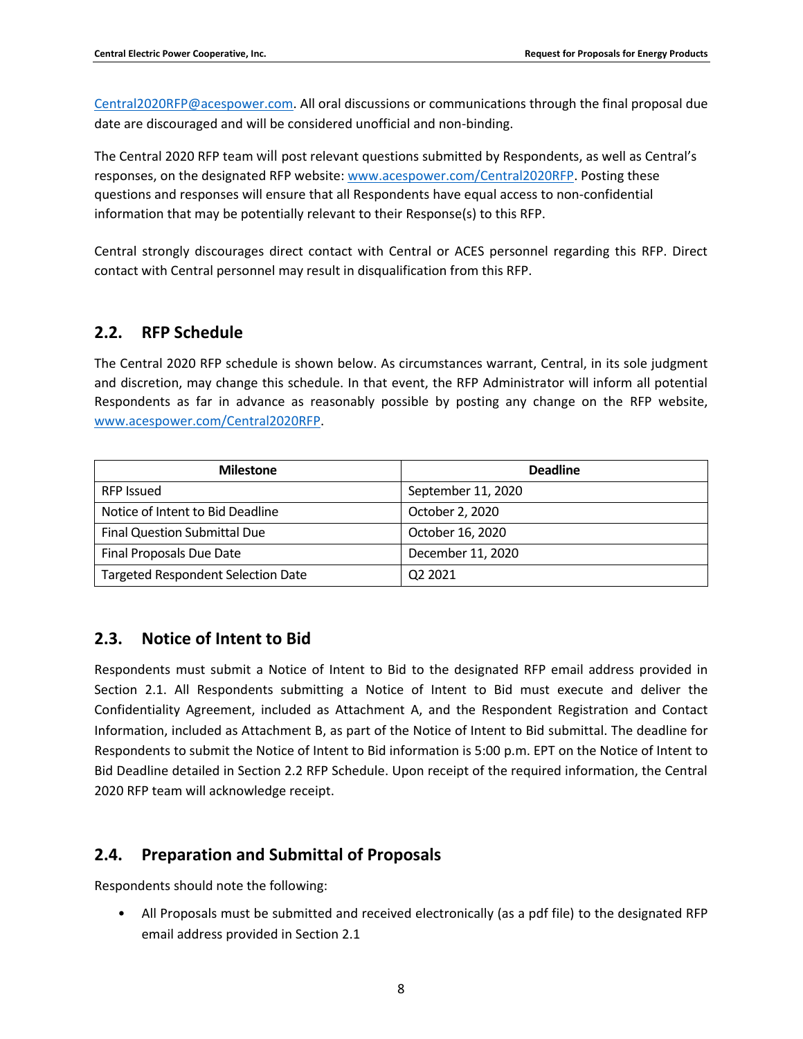Central2020RFP@acespower.com. All oral discussions or communications through the final proposal due date are discouraged and will be considered unofficial and non-binding.

The Central 2020 RFP team will post relevant questions submitted by Respondents, as well as Central's responses, on the designated RFP website: www.acespower.com/Central2020RFP. Posting these questions and responses will ensure that all Respondents have equal access to non-confidential information that may be potentially relevant to their Response(s) to this RFP.

Central strongly discourages direct contact with Central or ACES personnel regarding this RFP. Direct contact with Central personnel may result in disqualification from this RFP.

## 2.2. RFP Schedule

The Central 2020 RFP schedule is shown below. As circumstances warrant, Central, in its sole judgment and discretion, may change this schedule. In that event, the RFP Administrator will inform all potential Respondents as far in advance as reasonably possible by posting any change on the RFP website, www.acespower.com/Central2020RFP.

| Milestone | Deadline |
|---|---|
| RFP Issued | September 11, 2020 |
| Notice of Intent to Bid Deadline | October 2, 2020 |
| Final Question Submittal Due | October 16, 2020 |
| Final Proposals Due Date | December 11, 2020 |
| Targeted Respondent Selection Date | Q2 2021 |

## 2.3. Notice of Intent to Bid

Respondents must submit a Notice of Intent to Bid to the designated RFP email address provided in Section 2.1. All Respondents submitting a Notice of Intent to Bid must execute and deliver the Confidentiality Agreement, included as Attachment A, and the Respondent Registration and Contact Information, included as Attachment B, as part of the Notice of Intent to Bid submittal. The deadline for Respondents to submit the Notice of Intent to Bid information is 5:00 p.m. EPT on the Notice of Intent to Bid Deadline detailed in Section 2.2 RFP Schedule. Upon receipt of the required information, the Central 2020 RFP team will acknowledge receipt.

## 2.4. Preparation and Submittal of Proposals

Respondents should note the following:

- All Proposals must be submitted and received electronically (as a pdf file) to the designated RFP email address provided in Section 2.1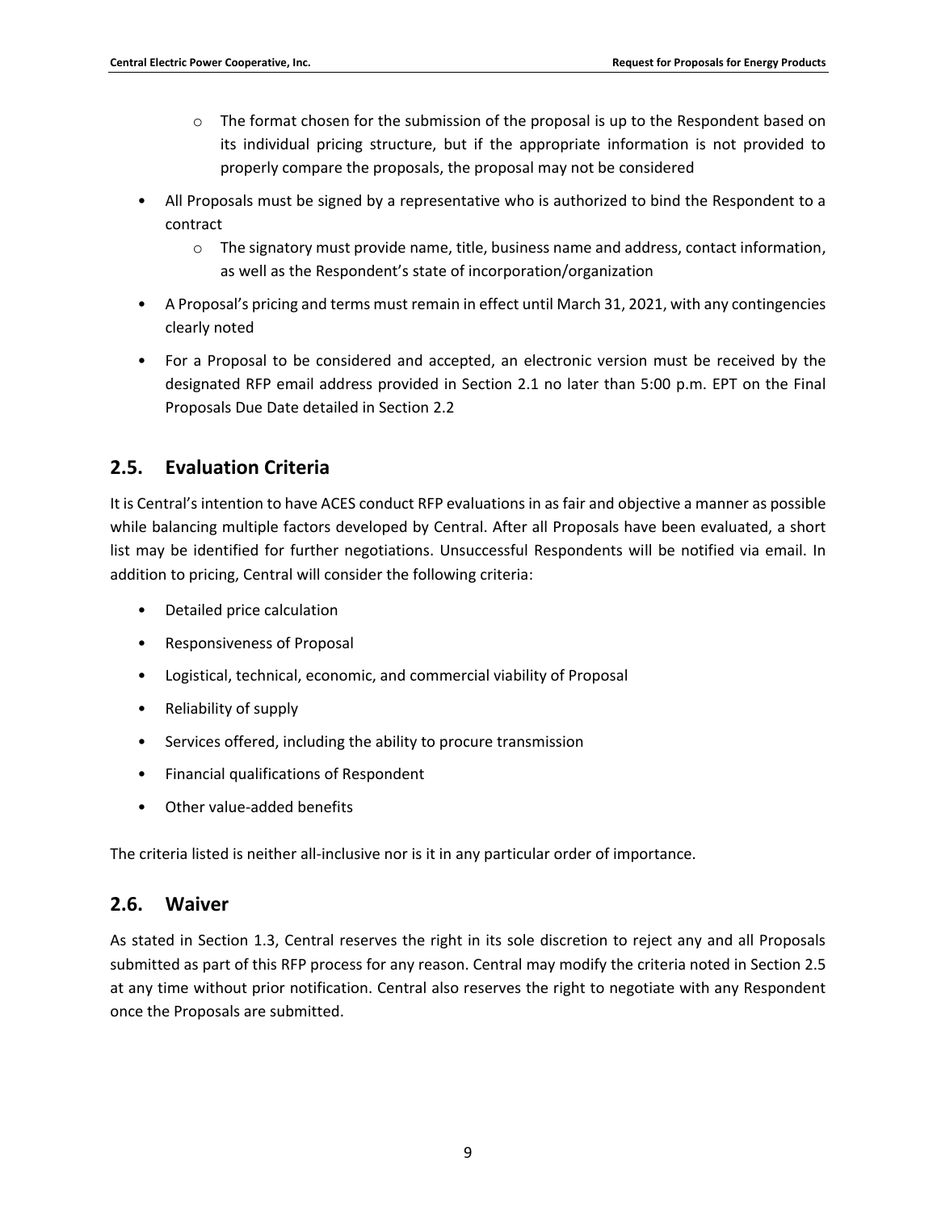- The format chosen for the submission of the proposal is up to the Respondent based on its individual pricing structure, but if the appropriate information is not provided to properly compare the proposals, the proposal may not be considered

- All Proposals must be signed by a representative who is authorized to bind the Respondent to a contract
    - The signatory must provide name, title, business name and address, contact information, as well as the Respondent's state of incorporation/organization
- A Proposal's pricing and terms must remain in effect until March 31, 2021, with any contingencies clearly noted
- For a Proposal to be considered and accepted, an electronic version must be received by the designated RFP email address provided in Section 2.1 no later than 5:00 p.m. EPT on the Final Proposals Due Date detailed in Section 2.2

## 2.5. Evaluation Criteria

It is Central's intention to have ACES conduct RFP evaluations in as fair and objective a manner as possible while balancing multiple factors developed by Central. After all Proposals have been evaluated, a short list may be identified for further negotiations. Unsuccessful Respondents will be notified via email. In addition to pricing, Central will consider the following criteria:

- Detailed price calculation
- Responsiveness of Proposal
- Logistical, technical, economic, and commercial viability of Proposal
- Reliability of supply
- Services offered, including the ability to procure transmission
- Financial qualifications of Respondent
- Other value-added benefits

The criteria listed is neither all-inclusive nor is it in any particular order of importance.

## 2.6. Waiver

As stated in Section 1.3, Central reserves the right in its sole discretion to reject any and all Proposals submitted as part of this RFP process for any reason. Central may modify the criteria noted in Section 2.5 at any time without prior notification. Central also reserves the right to negotiate with any Respondent once the Proposals are submitted.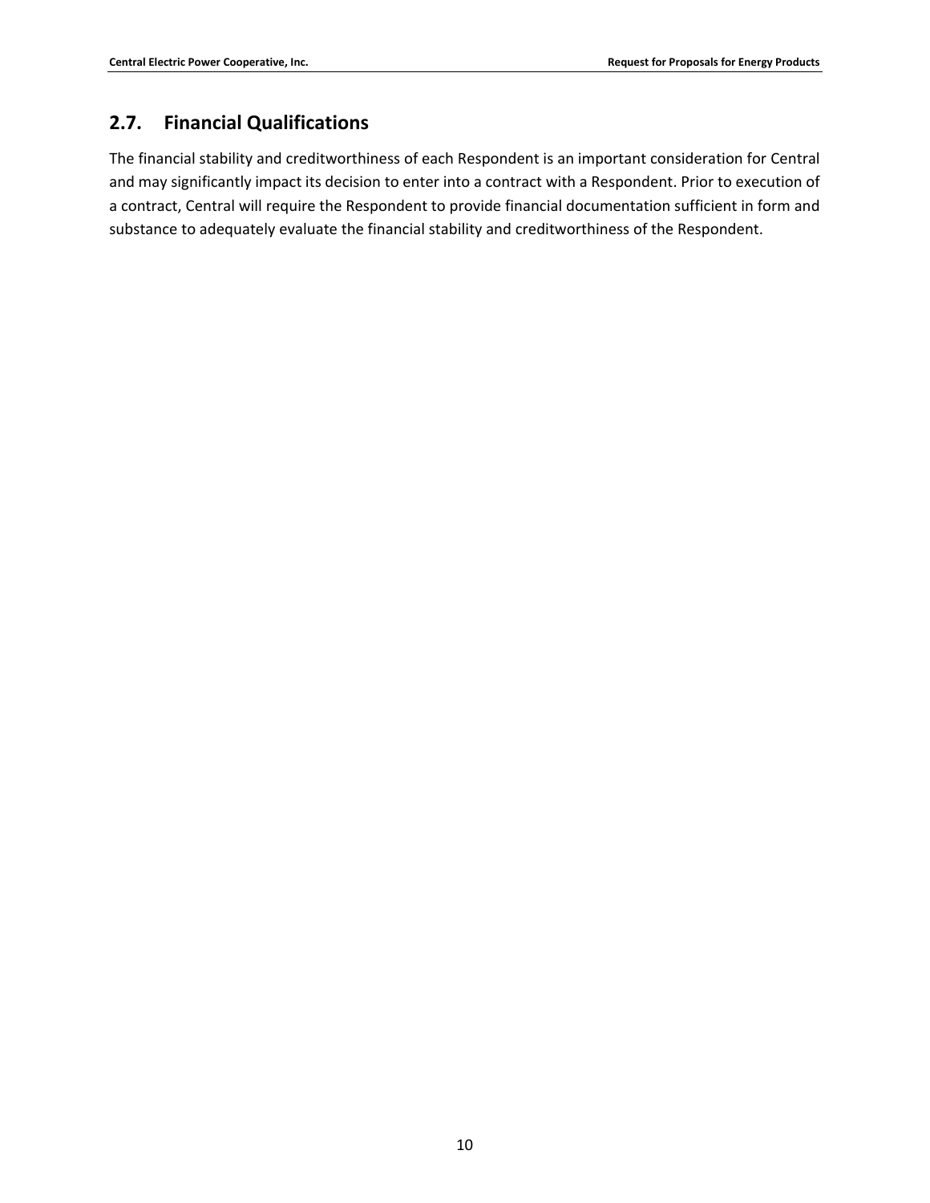## 2.7. Financial Qualifications

The financial stability and creditworthiness of each Respondent is an important consideration for Central and may significantly impact its decision to enter into a contract with a Respondent. Prior to execution of a contract, Central will require the Respondent to provide financial documentation sufficient in form and substance to adequately evaluate the financial stability and creditworthiness of the Respondent.